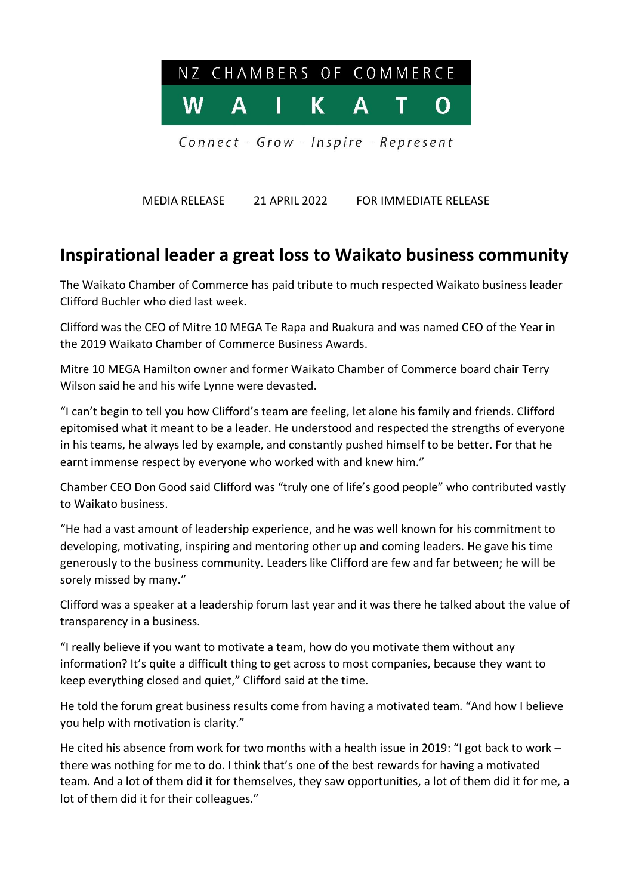NZ CHAMBERS OF COMMERCE

WAIKATO

*Connect - Grow - Inspire - Represent*

MEDIA RELEASE 21 APRIL 2022 FOR IMMEDIATE RELEASE

# Inspirational leader a great loss to Waikato business community

The Waikato Chamber of Commerce has paid tribute to much respected Waikato business leader Clifford Buchler who died last week.

Clifford was the CEO of Mitre 10 MEGA Te Rapa and Ruakura and was named CEO of the Year in the 2019 Waikato Chamber of Commerce Business Awards.

Mitre 10 MEGA Hamilton owner and former Waikato Chamber of Commerce board chair Terry Wilson said he and his wife Lynne were devasted.

"I can't begin to tell you how Clifford's team are feeling, let alone his family and friends. Clifford epitomised what it meant to be a leader. He understood and respected the strengths of everyone in his teams, he always led by example, and constantly pushed himself to be better. For that he earnt immense respect by everyone who worked with and knew him."

Chamber CEO Don Good said Clifford was "truly one of life's good people" who contributed vastly to Waikato business.

"He had a vast amount of leadership experience, and he was well known for his commitment to developing, motivating, inspiring and mentoring other up and coming leaders. He gave his time generously to the business community. Leaders like Clifford are few and far between; he will be sorely missed by many."

Clifford was a speaker at a leadership forum last year and it was there he talked about the value of transparency in a business.

"I really believe if you want to motivate a team, how do you motivate them without any information? It's quite a difficult thing to get across to most companies, because they want to keep everything closed and quiet," Clifford said at the time.

He told the forum great business results come from having a motivated team. "And how I believe you help with motivation is clarity."

He cited his absence from work for two months with a health issue in 2019: "I got back to work – there was nothing for me to do. I think that's one of the best rewards for having a motivated team. And a lot of them did it for themselves, they saw opportunities, a lot of them did it for me, a lot of them did it for their colleagues."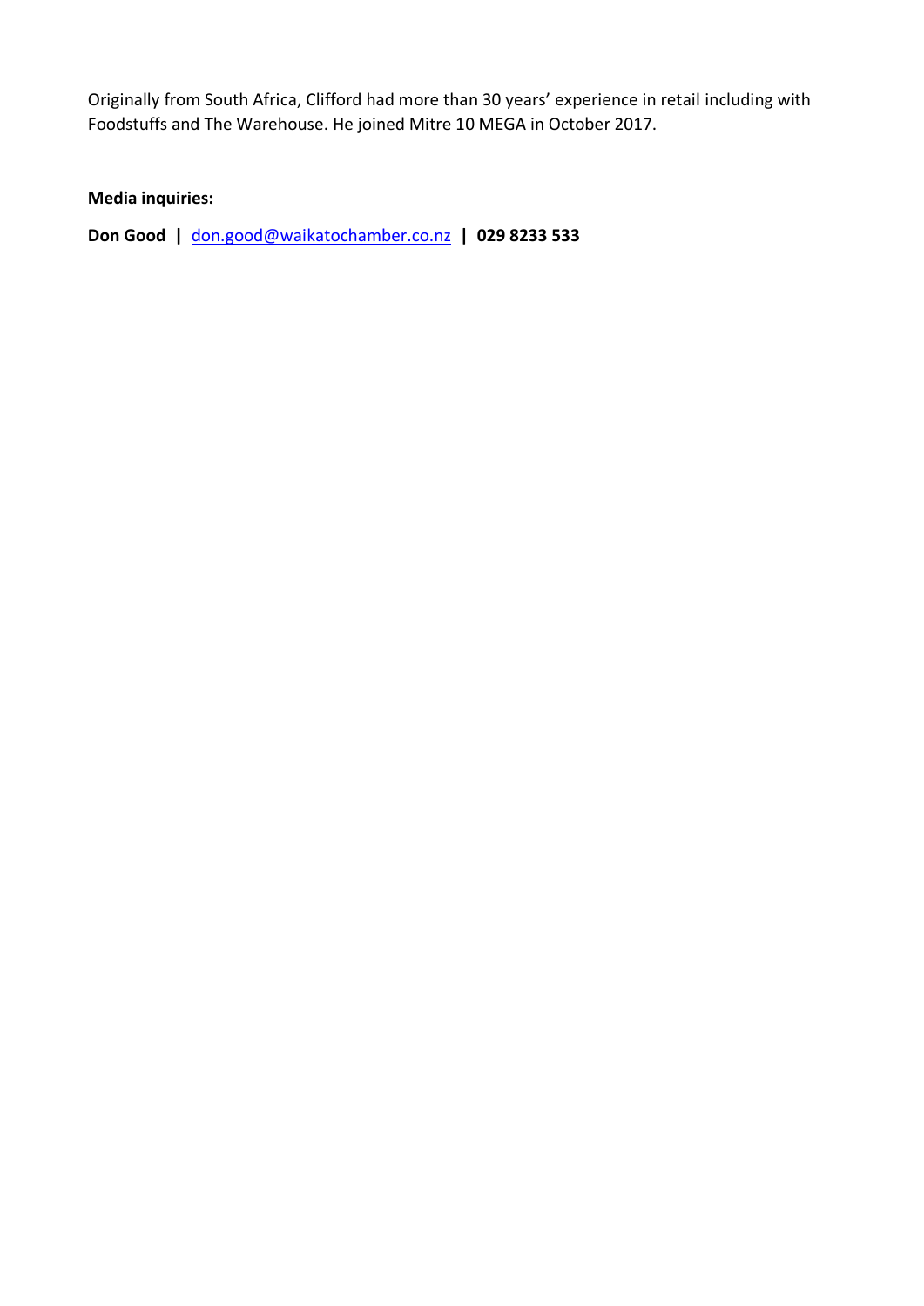Originally from South Africa, Clifford had more than 30 years' experience in retail including with Foodstuffs and The Warehouse. He joined Mitre 10 MEGA in October 2017.

**Media inquiries:**

**Don Good |** don.good@waikatochamber.co.nz **| 029 8233 533**